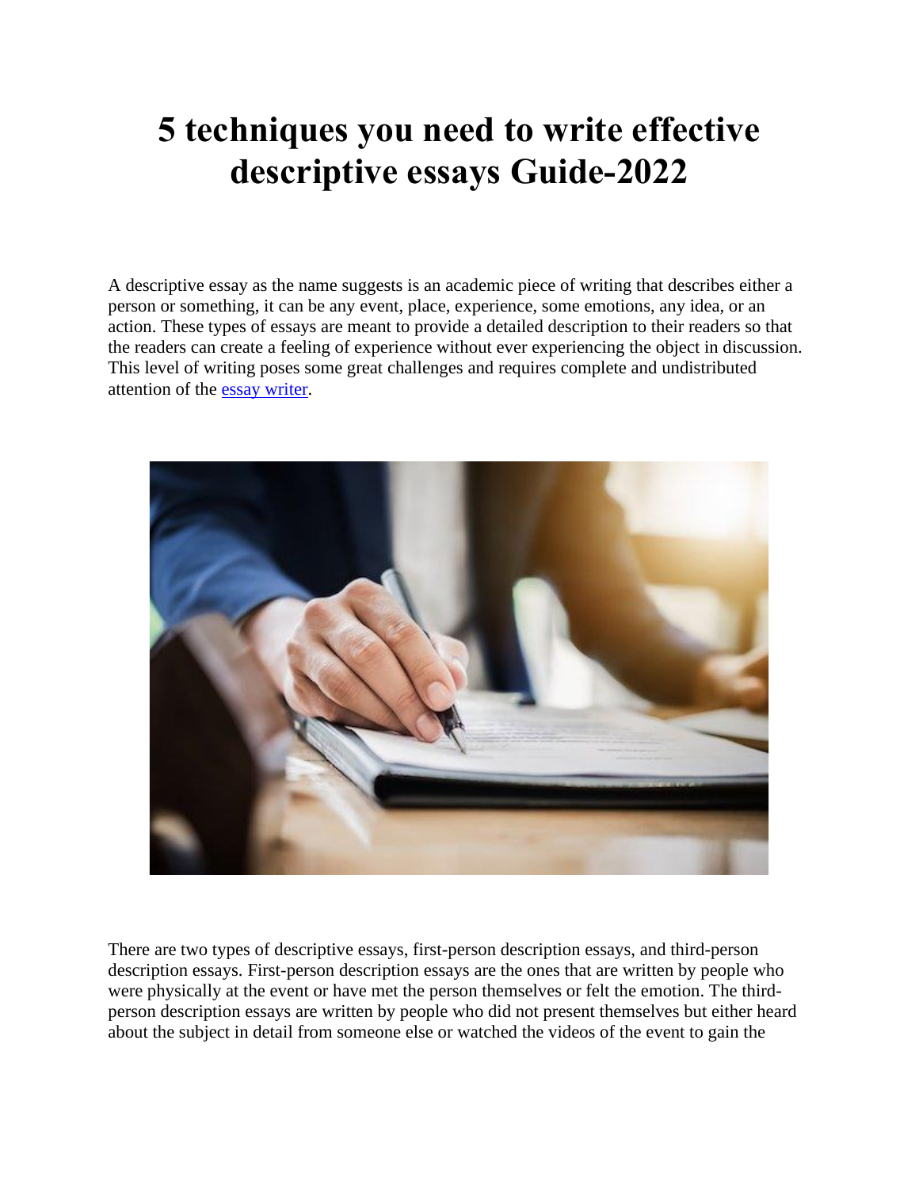# 5 techniques you need to write effective descriptive essays Guide-2022

A descriptive essay as the name suggests is an academic piece of writing that describes either a person or something, it can be any event, place, experience, some emotions, any idea, or an action. These types of essays are meant to provide a detailed description to their readers so that the readers can create a feeling of experience without ever experiencing the object in discussion. This level of writing poses some great challenges and requires complete and undistributed attention of the essay writer.

There are two types of descriptive essays, first-person description essays, and third-person description essays. First-person description essays are the ones that are written by people who were physically at the event or have met the person themselves or felt the emotion. The third-person description essays are written by people who did not present themselves but either heard about the subject in detail from someone else or watched the videos of the event to gain the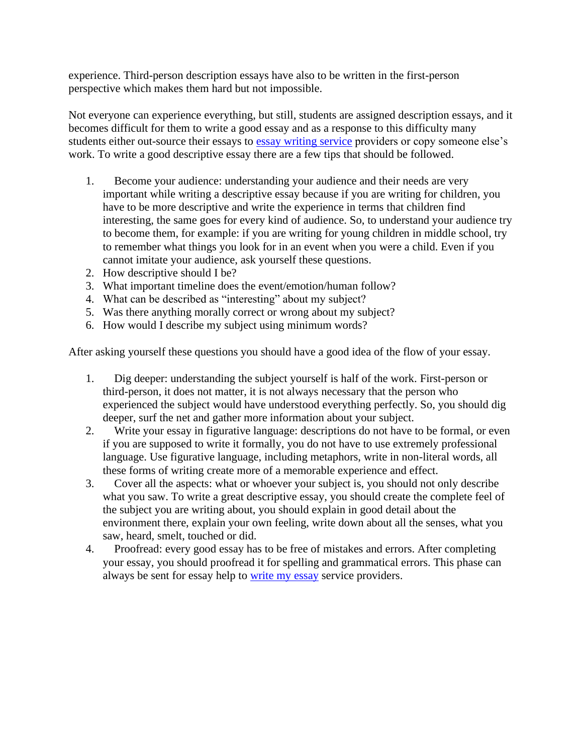experience. Third-person description essays have also to be written in the first-person perspective which makes them hard but not impossible.

Not everyone can experience everything, but still, students are assigned description essays, and it becomes difficult for them to write a good essay and as a response to this difficulty many students either out-source their essays to [essay writing service]() providers or copy someone else's work. To write a good descriptive essay there are a few tips that should be followed.

1. Become your audience: understanding your audience and their needs are very important while writing a descriptive essay because if you are writing for children, you have to be more descriptive and write the experience in terms that children find interesting, the same goes for every kind of audience. So, to understand your audience try to become them, for example: if you are writing for young children in middle school, try to remember what things you look for in an event when you were a child. Even if you cannot imitate your audience, ask yourself these questions.
2. How descriptive should I be?
3. What important timeline does the event/emotion/human follow?
4. What can be described as "interesting" about my subject?
5. Was there anything morally correct or wrong about my subject?
6. How would I describe my subject using minimum words?

After asking yourself these questions you should have a good idea of the flow of your essay.

1. Dig deeper: understanding the subject yourself is half of the work. First-person or third-person, it does not matter, it is not always necessary that the person who experienced the subject would have understood everything perfectly. So, you should dig deeper, surf the net and gather more information about your subject.
2. Write your essay in figurative language: descriptions do not have to be formal, or even if you are supposed to write it formally, you do not have to use extremely professional language. Use figurative language, including metaphors, write in non-literal words, all these forms of writing create more of a memorable experience and effect.
3. Cover all the aspects: what or whoever your subject is, you should not only describe what you saw. To write a great descriptive essay, you should create the complete feel of the subject you are writing about, you should explain in good detail about the environment there, explain your own feeling, write down about all the senses, what you saw, heard, smelt, touched or did.
4. Proofread: every good essay has to be free of mistakes and errors. After completing your essay, you should proofread it for spelling and grammatical errors. This phase can always be sent for essay help to [write my essay]() service providers.